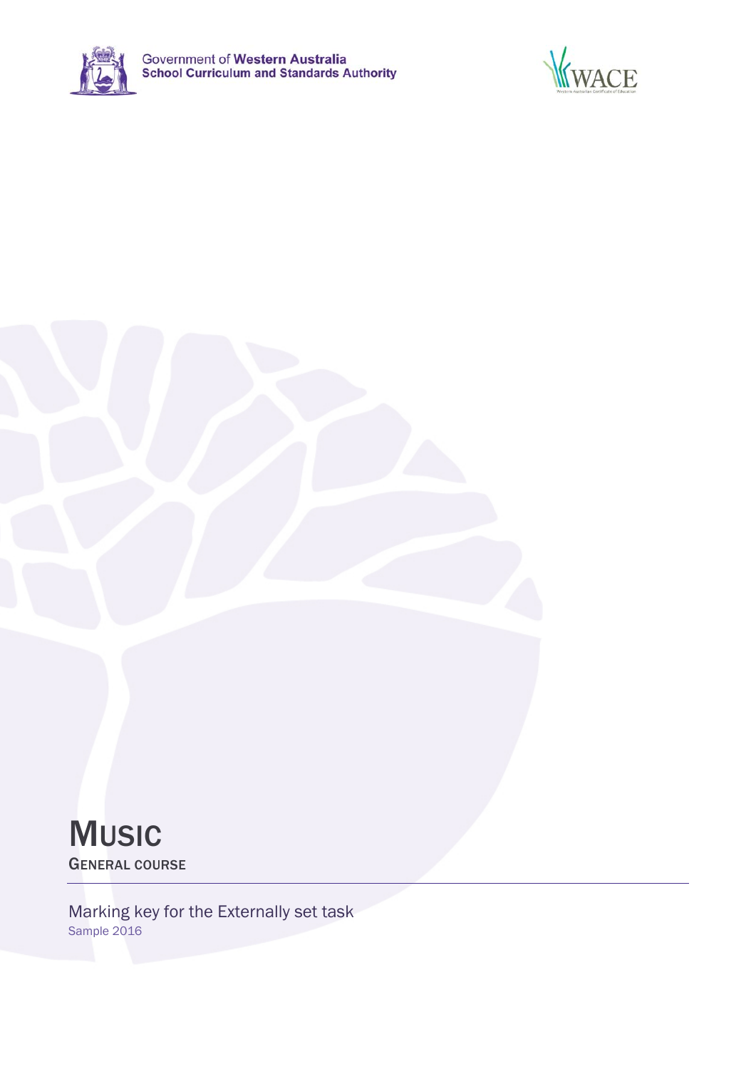Government of Western Australia
School Curriculum and Standards Authority

WACE

# MUSIC

## GENERAL COURSE

Marking key for the Externally set task

Sample 2016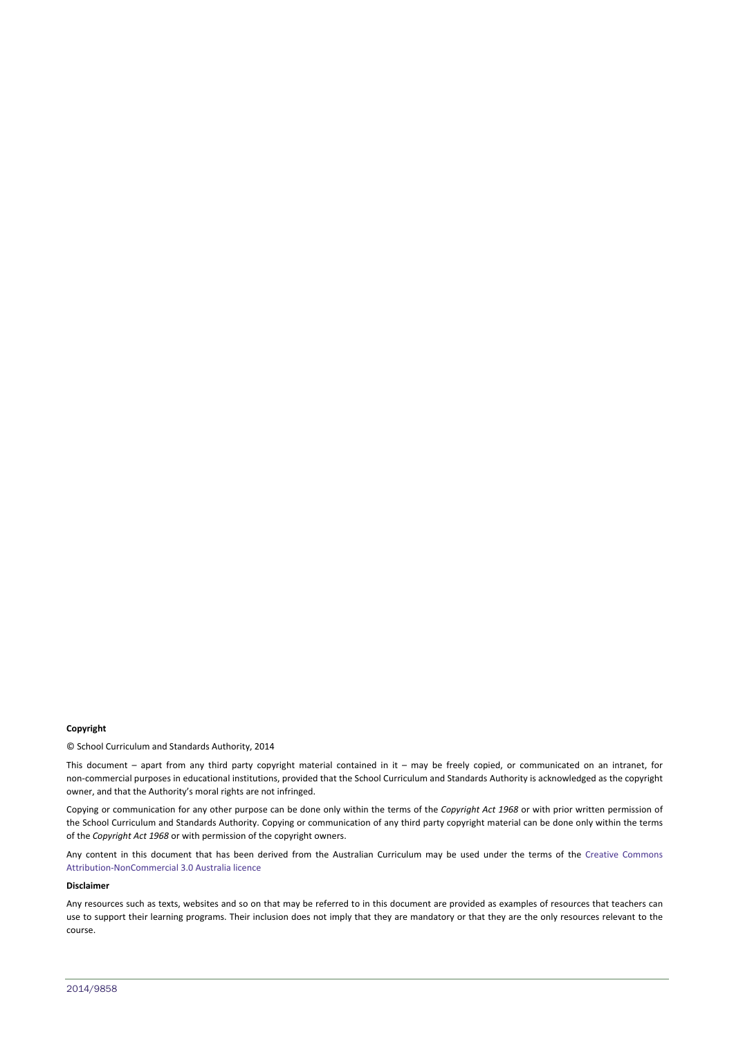**Copyright**

© School Curriculum and Standards Authority, 2014

This document – apart from any third party copyright material contained in it – may be freely copied, or communicated on an intranet, for non-commercial purposes in educational institutions, provided that the School Curriculum and Standards Authority is acknowledged as the copyright owner, and that the Authority's moral rights are not infringed.

Copying or communication for any other purpose can be done only within the terms of the *Copyright Act 1968* or with prior written permission of the School Curriculum and Standards Authority. Copying or communication of any third party copyright material can be done only within the terms of the *Copyright Act 1968* or with permission of the copyright owners.

Any content in this document that has been derived from the Australian Curriculum may be used under the terms of the Creative Commons Attribution-NonCommercial 3.0 Australia licence

**Disclaimer**

Any resources such as texts, websites and so on that may be referred to in this document are provided as examples of resources that teachers can use to support their learning programs. Their inclusion does not imply that they are mandatory or that they are the only resources relevant to the course.

2014/9858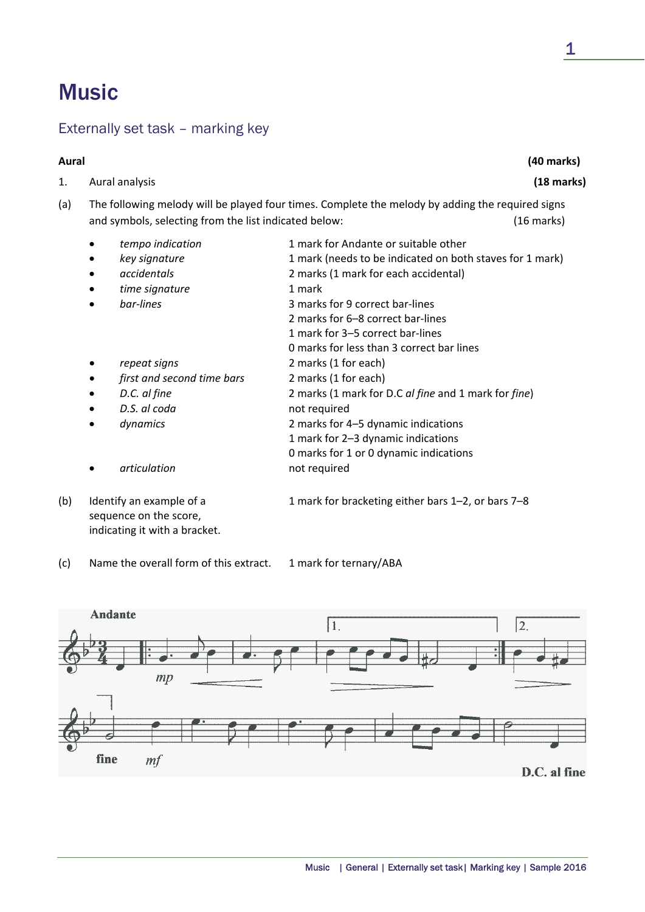# Music

## Externally set task – marking key

**Aural** **(40 marks)**

1. Aural analysis **(18 marks)**

(a) The following melody will be played four times. Complete the melody by adding the required signs and symbols, selecting from the list indicated below: (16 marks)

| | |
|---|---|
| • *tempo indication* | 1 mark for Andante or suitable other |
| • *key signature* | 1 mark (needs to be indicated on both staves for 1 mark) |
| • *accidentals* | 2 marks (1 mark for each accidental) |
| • *time signature* | 1 mark |
| • *bar-lines* | 3 marks for 9 correct bar-lines<br>2 marks for 6–8 correct bar-lines<br>1 mark for 3–5 correct bar-lines<br>0 marks for less than 3 correct bar lines |
| • *repeat signs* | 2 marks (1 for each) |
| • *first and second time bars* | 2 marks (1 for each) |
| • *D.C. al fine* | 2 marks (1 mark for D.C *al fine* and 1 mark for *fine*) |
| • *D.S. al coda* | not required |
| • *dynamics* | 2 marks for 4–5 dynamic indications<br>1 mark for 2–3 dynamic indications<br>0 marks for 1 or 0 dynamic indications |
| • *articulation* | not required |

(b) Identify an example of a sequence on the score, indicating it with a bracket. — 1 mark for bracketing either bars 1–2, or bars 7–8

(c) Name the overall form of this extract. — 1 mark for ternary/ABA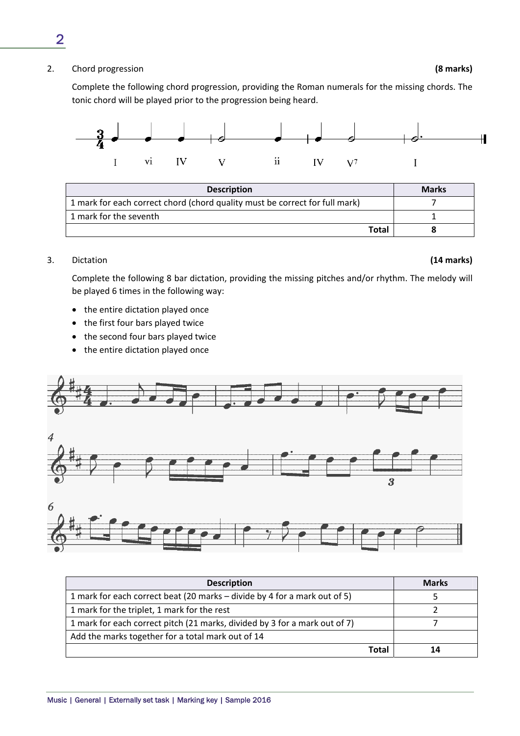2. Chord progression **(8 marks)**

Complete the following chord progression, providing the Roman numerals for the missing chords. The tonic chord will be played prior to the progression being heard.

I vi IV V ii IV $V^7$ I

| Description | Marks |
|---|---|
| 1 mark for each correct chord (chord quality must be correct for full mark) | 7 |
| 1 mark for the seventh | 1 |
| **Total** | **8** |

3. Dictation **(14 marks)**

Complete the following 8 bar dictation, providing the missing pitches and/or rhythm. The melody will be played 6 times in the following way:

- the entire dictation played once
- the first four bars played twice
- the second four bars played twice
- the entire dictation played once

| Description | Marks |
|---|---|
| 1 mark for each correct beat (20 marks – divide by 4 for a mark out of 5) | 5 |
| 1 mark for the triplet, 1 mark for the rest | 2 |
| 1 mark for each correct pitch (21 marks, divided by 3 for a mark out of 7) | 7 |
| Add the marks together for a total mark out of 14 | |
| **Total** | **14** |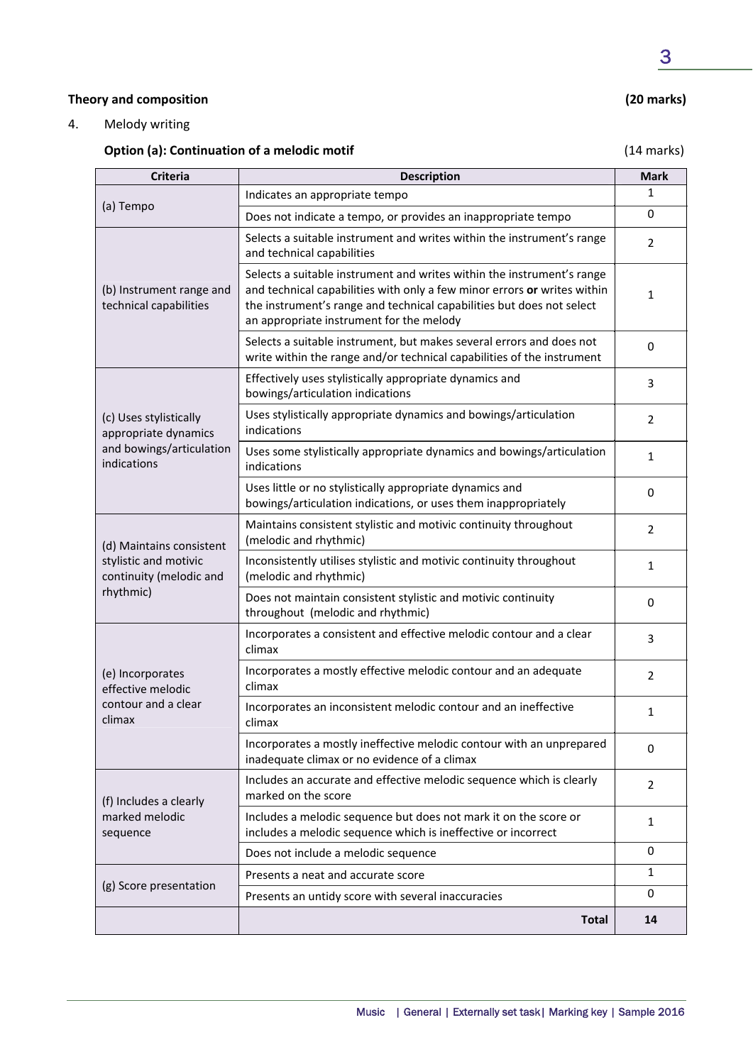**Theory and composition** **(20 marks)**

4. Melody writing

**Option (a): Continuation of a melodic motif** (14 marks)

| Criteria | Description | Mark |
|---|---|---|
| (a) Tempo | Indicates an appropriate tempo | 1 |
| | Does not indicate a tempo, or provides an inappropriate tempo | 0 |
| (b) Instrument range and technical capabilities | Selects a suitable instrument and writes within the instrument's range and technical capabilities | 2 |
| | Selects a suitable instrument and writes within the instrument's range and technical capabilities with only a few minor errors **or** writes within the instrument's range and technical capabilities but does not select an appropriate instrument for the melody | 1 |
| | Selects a suitable instrument, but makes several errors and does not write within the range and/or technical capabilities of the instrument | 0 |
| (c) Uses stylistically appropriate dynamics and bowings/articulation indications | Effectively uses stylistically appropriate dynamics and bowings/articulation indications | 3 |
| | Uses stylistically appropriate dynamics and bowings/articulation indications | 2 |
| | Uses some stylistically appropriate dynamics and bowings/articulation indications | 1 |
| | Uses little or no stylistically appropriate dynamics and bowings/articulation indications, or uses them inappropriately | 0 |
| (d) Maintains consistent stylistic and motivic continuity (melodic and rhythmic) | Maintains consistent stylistic and motivic continuity throughout (melodic and rhythmic) | 2 |
| | Inconsistently utilises stylistic and motivic continuity throughout (melodic and rhythmic) | 1 |
| | Does not maintain consistent stylistic and motivic continuity throughout (melodic and rhythmic) | 0 |
| (e) Incorporates effective melodic contour and a clear climax | Incorporates a consistent and effective melodic contour and a clear climax | 3 |
| | Incorporates a mostly effective melodic contour and an adequate climax | 2 |
| | Incorporates an inconsistent melodic contour and an ineffective climax | 1 |
| | Incorporates a mostly ineffective melodic contour with an unprepared inadequate climax or no evidence of a climax | 0 |
| (f) Includes a clearly marked melodic sequence | Includes an accurate and effective melodic sequence which is clearly marked on the score | 2 |
| | Includes a melodic sequence but does not mark it on the score or includes a melodic sequence which is ineffective or incorrect | 1 |
| | Does not include a melodic sequence | 0 |
| (g) Score presentation | Presents a neat and accurate score | 1 |
| | Presents an untidy score with several inaccuracies | 0 |
| | **Total** | **14** |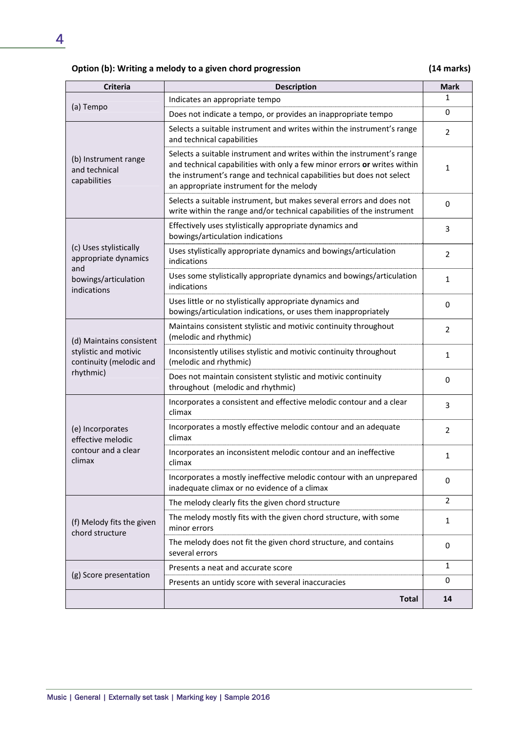### Option (b): Writing a melody to a given chord progression (14 marks)

| Criteria | Description | Mark |
|---|---|---|
| (a) Tempo | Indicates an appropriate tempo | 1 |
| | Does not indicate a tempo, or provides an inappropriate tempo | 0 |
| (b) Instrument range and technical capabilities | Selects a suitable instrument and writes within the instrument's range and technical capabilities | 2 |
| | Selects a suitable instrument and writes within the instrument's range and technical capabilities with only a few minor errors **or** writes within the instrument's range and technical capabilities but does not select an appropriate instrument for the melody | 1 |
| | Selects a suitable instrument, but makes several errors and does not write within the range and/or technical capabilities of the instrument | 0 |
| (c) Uses stylistically appropriate dynamics and bowings/articulation indications | Effectively uses stylistically appropriate dynamics and bowings/articulation indications | 3 |
| | Uses stylistically appropriate dynamics and bowings/articulation indications | 2 |
| | Uses some stylistically appropriate dynamics and bowings/articulation indications | 1 |
| | Uses little or no stylistically appropriate dynamics and bowings/articulation indications, or uses them inappropriately | 0 |
| (d) Maintains consistent stylistic and motivic continuity (melodic and rhythmic) | Maintains consistent stylistic and motivic continuity throughout (melodic and rhythmic) | 2 |
| | Inconsistently utilises stylistic and motivic continuity throughout (melodic and rhythmic) | 1 |
| | Does not maintain consistent stylistic and motivic continuity throughout (melodic and rhythmic) | 0 |
| (e) Incorporates effective melodic contour and a clear climax | Incorporates a consistent and effective melodic contour and a clear climax | 3 |
| | Incorporates a mostly effective melodic contour and an adequate climax | 2 |
| | Incorporates an inconsistent melodic contour and an ineffective climax | 1 |
| | Incorporates a mostly ineffective melodic contour with an unprepared inadequate climax or no evidence of a climax | 0 |
| (f) Melody fits the given chord structure | The melody clearly fits the given chord structure | 2 |
| | The melody mostly fits with the given chord structure, with some minor errors | 1 |
| | The melody does not fit the given chord structure, and contains several errors | 0 |
| (g) Score presentation | Presents a neat and accurate score | 1 |
| | Presents an untidy score with several inaccuracies | 0 |
| | **Total** | **14** |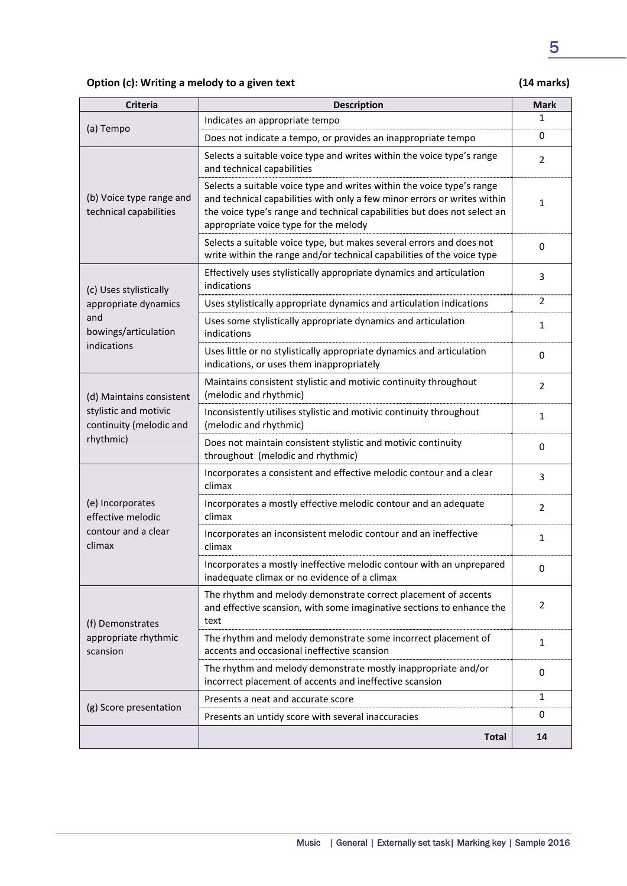**Option (c): Writing a melody to a given text** **(14 marks)**

| Criteria | Description | Mark |
|---|---|---|
| (a) Tempo | Indicates an appropriate tempo | 1 |
| | Does not indicate a tempo, or provides an inappropriate tempo | 0 |
| (b) Voice type range and technical capabilities | Selects a suitable voice type and writes within the voice type's range and technical capabilities | 2 |
| | Selects a suitable voice type and writes within the voice type's range and technical capabilities with only a few minor errors or writes within the voice type's range and technical capabilities but does not select an appropriate voice type for the melody | 1 |
| | Selects a suitable voice type, but makes several errors and does not write within the range and/or technical capabilities of the voice type | 0 |
| (c) Uses stylistically appropriate dynamics and bowings/articulation indications | Effectively uses stylistically appropriate dynamics and articulation indications | 3 |
| | Uses stylistically appropriate dynamics and articulation indications | 2 |
| | Uses some stylistically appropriate dynamics and articulation indications | 1 |
| | Uses little or no stylistically appropriate dynamics and articulation indications, or uses them inappropriately | 0 |
| (d) Maintains consistent stylistic and motivic continuity (melodic and rhythmic) | Maintains consistent stylistic and motivic continuity throughout (melodic and rhythmic) | 2 |
| | Inconsistently utilises stylistic and motivic continuity throughout (melodic and rhythmic) | 1 |
| | Does not maintain consistent stylistic and motivic continuity throughout (melodic and rhythmic) | 0 |
| (e) Incorporates effective melodic contour and a clear climax | Incorporates a consistent and effective melodic contour and a clear climax | 3 |
| | Incorporates a mostly effective melodic contour and an adequate climax | 2 |
| | Incorporates an inconsistent melodic contour and an ineffective climax | 1 |
| | Incorporates a mostly ineffective melodic contour with an unprepared inadequate climax or no evidence of a climax | 0 |
| (f) Demonstrates appropriate rhythmic scansion | The rhythm and melody demonstrate correct placement of accents and effective scansion, with some imaginative sections to enhance the text | 2 |
| | The rhythm and melody demonstrate some incorrect placement of accents and occasional ineffective scansion | 1 |
| | The rhythm and melody demonstrate mostly inappropriate and/or incorrect placement of accents and ineffective scansion | 0 |
| (g) Score presentation | Presents a neat and accurate score | 1 |
| | Presents an untidy score with several inaccuracies | 0 |
| | **Total** | **14** |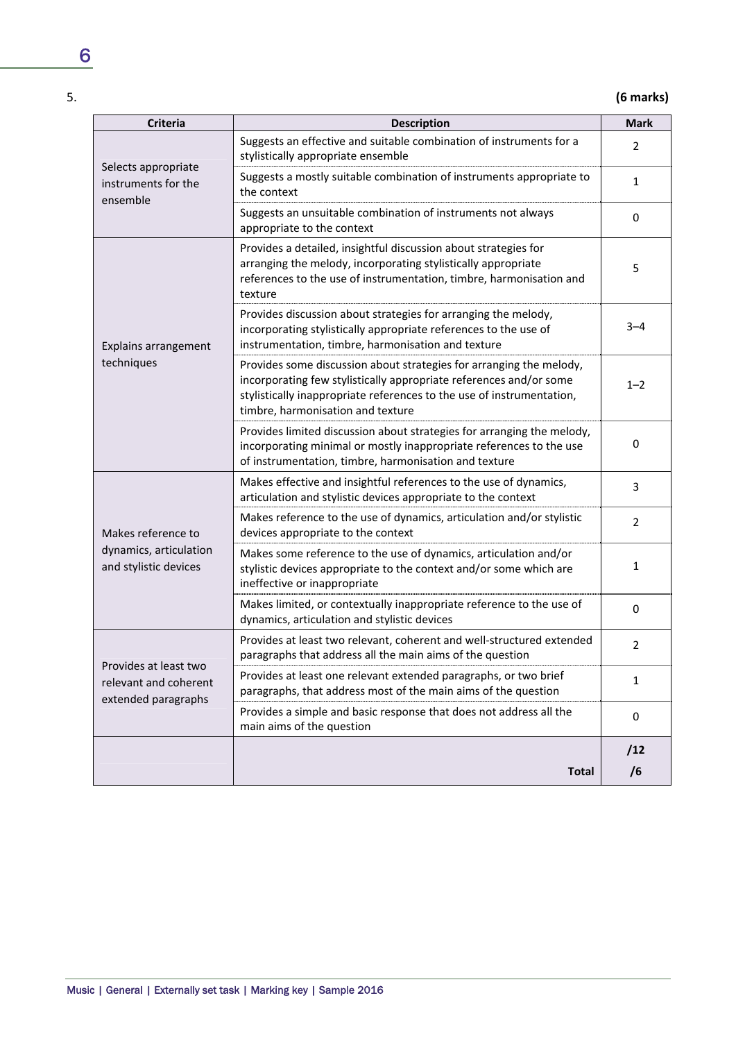5. **(6 marks)**

| Criteria | Description | Mark |
|---|---|---|
| Selects appropriate instruments for the ensemble | Suggests an effective and suitable combination of instruments for a stylistically appropriate ensemble | 2 |
| | Suggests a mostly suitable combination of instruments appropriate to the context | 1 |
| | Suggests an unsuitable combination of instruments not always appropriate to the context | 0 |
| Explains arrangement techniques | Provides a detailed, insightful discussion about strategies for arranging the melody, incorporating stylistically appropriate references to the use of instrumentation, timbre, harmonisation and texture | 5 |
| | Provides discussion about strategies for arranging the melody, incorporating stylistically appropriate references to the use of instrumentation, timbre, harmonisation and texture | 3–4 |
| | Provides some discussion about strategies for arranging the melody, incorporating few stylistically appropriate references and/or some stylistically inappropriate references to the use of instrumentation, timbre, harmonisation and texture | 1–2 |
| | Provides limited discussion about strategies for arranging the melody, incorporating minimal or mostly inappropriate references to the use of instrumentation, timbre, harmonisation and texture | 0 |
| Makes reference to dynamics, articulation and stylistic devices | Makes effective and insightful references to the use of dynamics, articulation and stylistic devices appropriate to the context | 3 |
| | Makes reference to the use of dynamics, articulation and/or stylistic devices appropriate to the context | 2 |
| | Makes some reference to the use of dynamics, articulation and/or stylistic devices appropriate to the context and/or some which are ineffective or inappropriate | 1 |
| | Makes limited, or contextually inappropriate reference to the use of dynamics, articulation and stylistic devices | 0 |
| Provides at least two relevant and coherent extended paragraphs | Provides at least two relevant, coherent and well-structured extended paragraphs that address all the main aims of the question | 2 |
| | Provides at least one relevant extended paragraphs, or two brief paragraphs, that address most of the main aims of the question | 1 |
| | Provides a simple and basic response that does not address all the main aims of the question | 0 |
| | | /12 |
| | **Total** | **/6** |